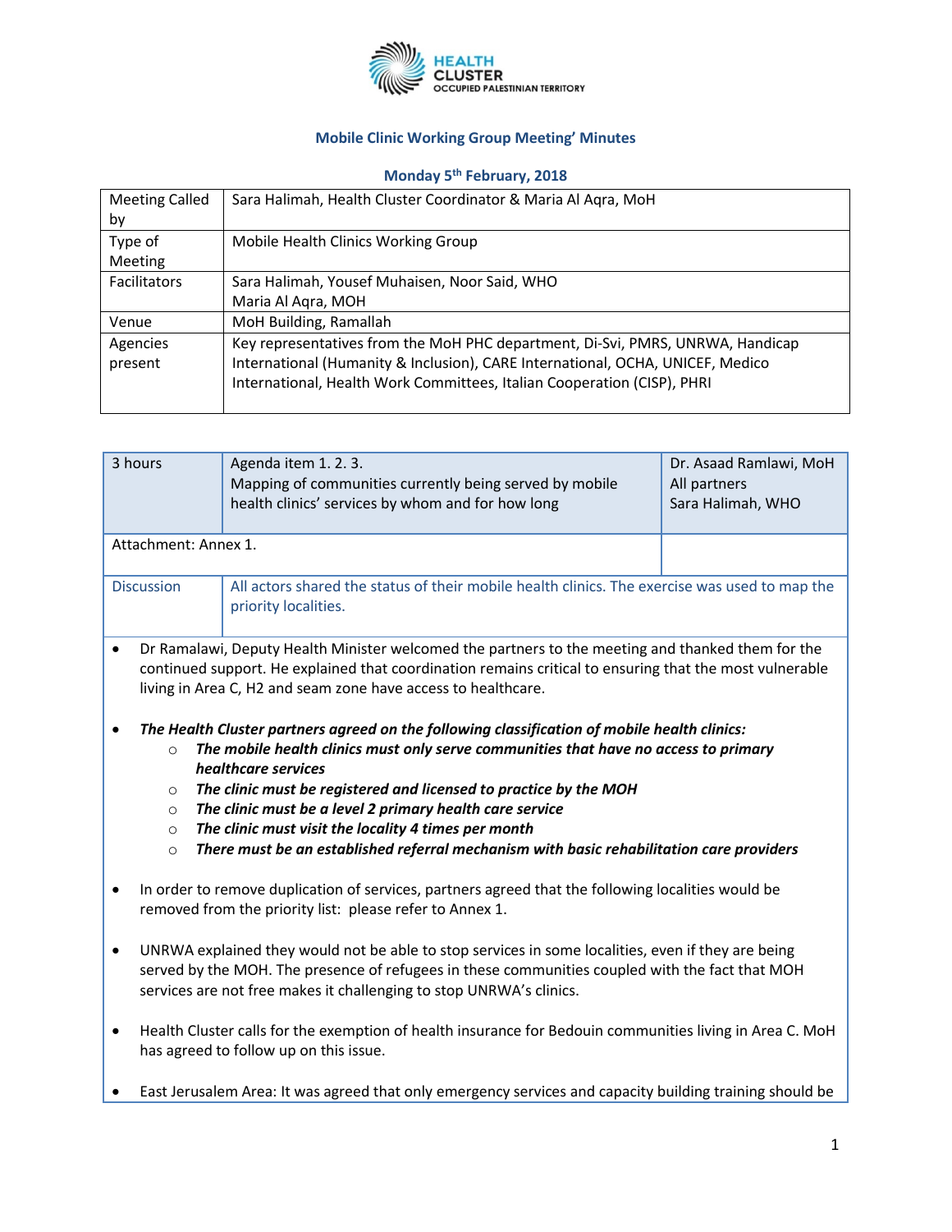HEALTH CLUSTER
OCCUPIED PALESTINIAN TERRITORY

## Mobile Clinic Working Group Meeting' Minutes

### Monday 5th February, 2018

| | |
|---|---|
| Meeting Called by | Sara Halimah, Health Cluster Coordinator & Maria Al Aqra, MoH |
| Type of Meeting | Mobile Health Clinics Working Group |
| Facilitators | Sara Halimah, Yousef Muhaisen, Noor Said, WHO<br>Maria Al Aqra, MOH |
| Venue | MoH Building, Ramallah |
| Agencies present | Key representatives from the MoH PHC department, Di-Svi, PMRS, UNRWA, Handicap International (Humanity & Inclusion), CARE International, OCHA, UNICEF, Medico International, Health Work Committees, Italian Cooperation (CISP), PHRI |

| 3 hours | Agenda item 1. 2. 3.<br>Mapping of communities currently being served by mobile health clinics' services by whom and for how long | Dr. Asaad Ramlawi, MoH<br>All partners<br>Sara Halimah, WHO |
|---|---|---|
| Attachment: Annex 1. | | |
| Discussion | All actors shared the status of their mobile health clinics. The exercise was used to map the priority localities. | |

- Dr Ramalawi, Deputy Health Minister welcomed the partners to the meeting and thanked them for the continued support. He explained that coordination remains critical to ensuring that the most vulnerable living in Area C, H2 and seam zone have access to healthcare.

- ***The Health Cluster partners agreed on the following classification of mobile health clinics:***
  - ***The mobile health clinics must only serve communities that have no access to primary healthcare services***
  - ***The clinic must be registered and licensed to practice by the MOH***
  - ***The clinic must be a level 2 primary health care service***
  - ***The clinic must visit the locality 4 times per month***
  - ***There must be an established referral mechanism with basic rehabilitation care providers***

- In order to remove duplication of services, partners agreed that the following localities would be removed from the priority list: please refer to Annex 1.

- UNRWA explained they would not be able to stop services in some localities, even if they are being served by the MOH. The presence of refugees in these communities coupled with the fact that MOH services are not free makes it challenging to stop UNRWA's clinics.

- Health Cluster calls for the exemption of health insurance for Bedouin communities living in Area C. MoH has agreed to follow up on this issue.

- East Jerusalem Area: It was agreed that only emergency services and capacity building training should be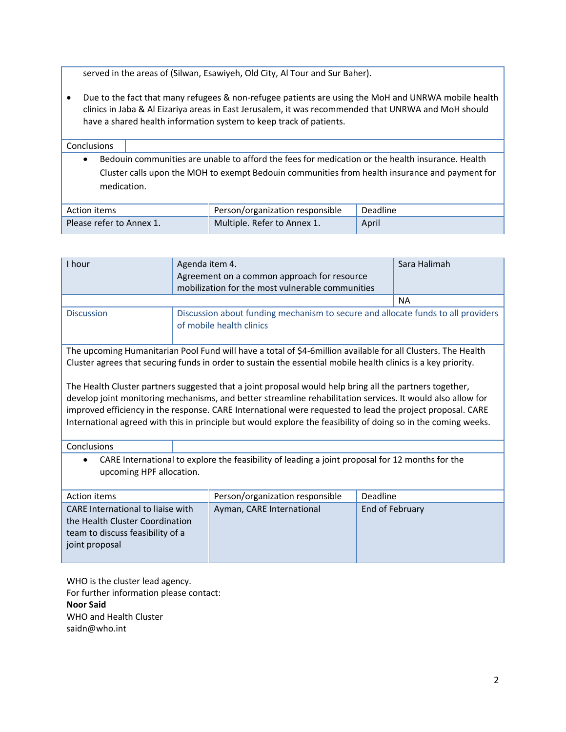served in the areas of (Silwan, Esawiyeh, Old City, Al Tour and Sur Baher).

- Due to the fact that many refugees & non-refugee patients are using the MoH and UNRWA mobile health clinics in Jaba & Al Eizariya areas in East Jerusalem, it was recommended that UNRWA and MoH should have a shared health information system to keep track of patients.

Conclusions

- Bedouin communities are unable to afford the fees for medication or the health insurance. Health Cluster calls upon the MOH to exempt Bedouin communities from health insurance and payment for medication.

| Action items | Person/organization responsible | Deadline |
|---|---|---|
| Please refer to Annex 1. | Multiple. Refer to Annex 1. | April |

| I hour | Agenda item 4.<br>Agreement on a common approach for resource mobilization for the most vulnerable communities | Sara Halimah |
|---|---|---|
| | | NA |
| Discussion | Discussion about funding mechanism to secure and allocate funds to all providers of mobile health clinics | |

The upcoming Humanitarian Pool Fund will have a total of $4-6million available for all Clusters. The Health Cluster agrees that securing funds in order to sustain the essential mobile health clinics is a key priority.

The Health Cluster partners suggested that a joint proposal would help bring all the partners together, develop joint monitoring mechanisms, and better streamline rehabilitation services. It would also allow for improved efficiency in the response. CARE International were requested to lead the project proposal. CARE International agreed with this in principle but would explore the feasibility of doing so in the coming weeks.

Conclusions

- CARE International to explore the feasibility of leading a joint proposal for 12 months for the upcoming HPF allocation.

| Action items | Person/organization responsible | Deadline |
|---|---|---|
| CARE International to liaise with the Health Cluster Coordination team to discuss feasibility of a joint proposal | Ayman, CARE International | End of February |

WHO is the cluster lead agency.
For further information please contact:
**Noor Said**
WHO and Health Cluster
saidn@who.int